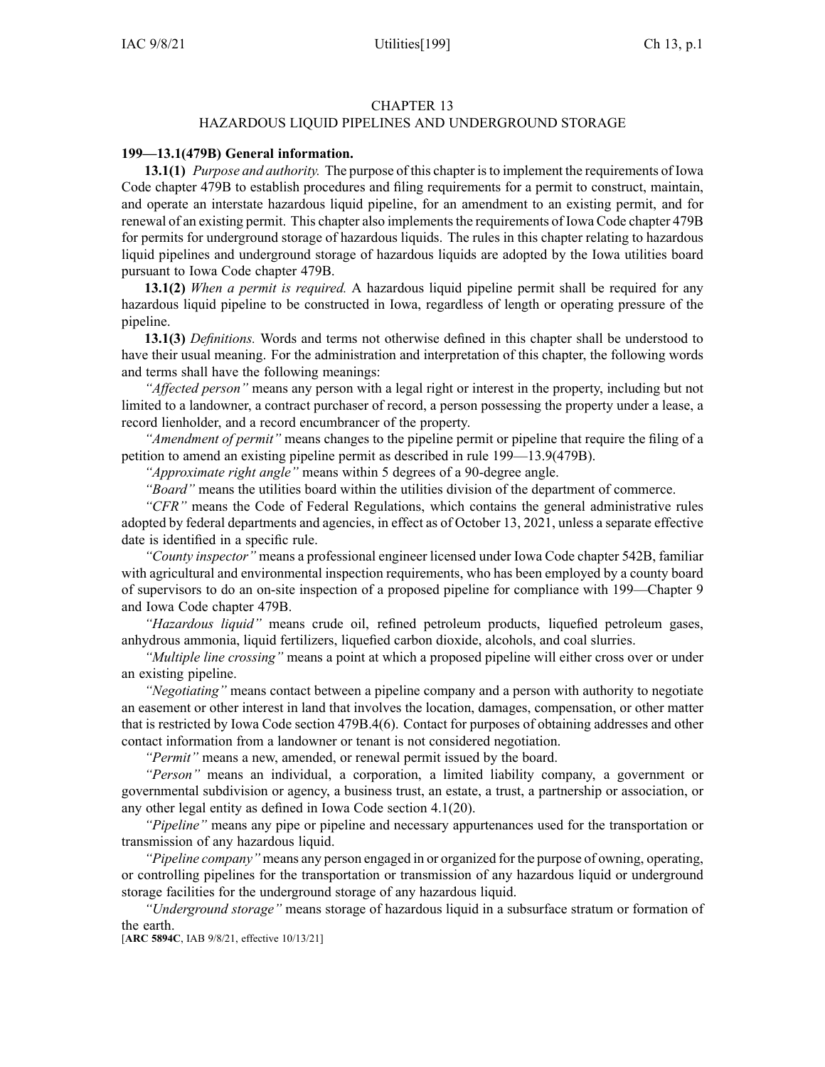# CHAPTER 13
## HAZARDOUS LIQUID PIPELINES AND UNDERGROUND STORAGE

**199—13.1(479B) General information.**

**13.1(1)** *Purpose and authority.* The purpose of this chapter is to implement the requirements of Iowa Code chapter 479B to establish procedures and filing requirements for a permit to construct, maintain, and operate an interstate hazardous liquid pipeline, for an amendment to an existing permit, and for renewal of an existing permit. This chapter also implements the requirements of Iowa Code chapter 479B for permits for underground storage of hazardous liquids. The rules in this chapter relating to hazardous liquid pipelines and underground storage of hazardous liquids are adopted by the Iowa utilities board pursuant to Iowa Code chapter 479B.

**13.1(2)** *When a permit is required.* A hazardous liquid pipeline permit shall be required for any hazardous liquid pipeline to be constructed in Iowa, regardless of length or operating pressure of the pipeline.

**13.1(3)** *Definitions.* Words and terms not otherwise defined in this chapter shall be understood to have their usual meaning. For the administration and interpretation of this chapter, the following words and terms shall have the following meanings:

*"Affected person"* means any person with a legal right or interest in the property, including but not limited to a landowner, a contract purchaser of record, a person possessing the property under a lease, a record lienholder, and a record encumbrancer of the property.

*"Amendment of permit"* means changes to the pipeline permit or pipeline that require the filing of a petition to amend an existing pipeline permit as described in rule 199—13.9(479B).

*"Approximate right angle"* means within 5 degrees of a 90-degree angle.

*"Board"* means the utilities board within the utilities division of the department of commerce.

*"CFR"* means the Code of Federal Regulations, which contains the general administrative rules adopted by federal departments and agencies, in effect as of October 13, 2021, unless a separate effective date is identified in a specific rule.

*"County inspector"* means a professional engineer licensed under Iowa Code chapter 542B, familiar with agricultural and environmental inspection requirements, who has been employed by a county board of supervisors to do an on-site inspection of a proposed pipeline for compliance with 199—Chapter 9 and Iowa Code chapter 479B.

*"Hazardous liquid"* means crude oil, refined petroleum products, liquefied petroleum gases, anhydrous ammonia, liquid fertilizers, liquefied carbon dioxide, alcohols, and coal slurries.

*"Multiple line crossing"* means a point at which a proposed pipeline will either cross over or under an existing pipeline.

*"Negotiating"* means contact between a pipeline company and a person with authority to negotiate an easement or other interest in land that involves the location, damages, compensation, or other matter that is restricted by Iowa Code section 479B.4(6). Contact for purposes of obtaining addresses and other contact information from a landowner or tenant is not considered negotiation.

*"Permit"* means a new, amended, or renewal permit issued by the board.

*"Person"* means an individual, a corporation, a limited liability company, a government or governmental subdivision or agency, a business trust, an estate, a trust, a partnership or association, or any other legal entity as defined in Iowa Code section 4.1(20).

*"Pipeline"* means any pipe or pipeline and necessary appurtenances used for the transportation or transmission of any hazardous liquid.

*"Pipeline company"* means any person engaged in or organized for the purpose of owning, operating, or controlling pipelines for the transportation or transmission of any hazardous liquid or underground storage facilities for the underground storage of any hazardous liquid.

*"Underground storage"* means storage of hazardous liquid in a subsurface stratum or formation of the earth.

[**ARC 5894C**, IAB 9/8/21, effective 10/13/21]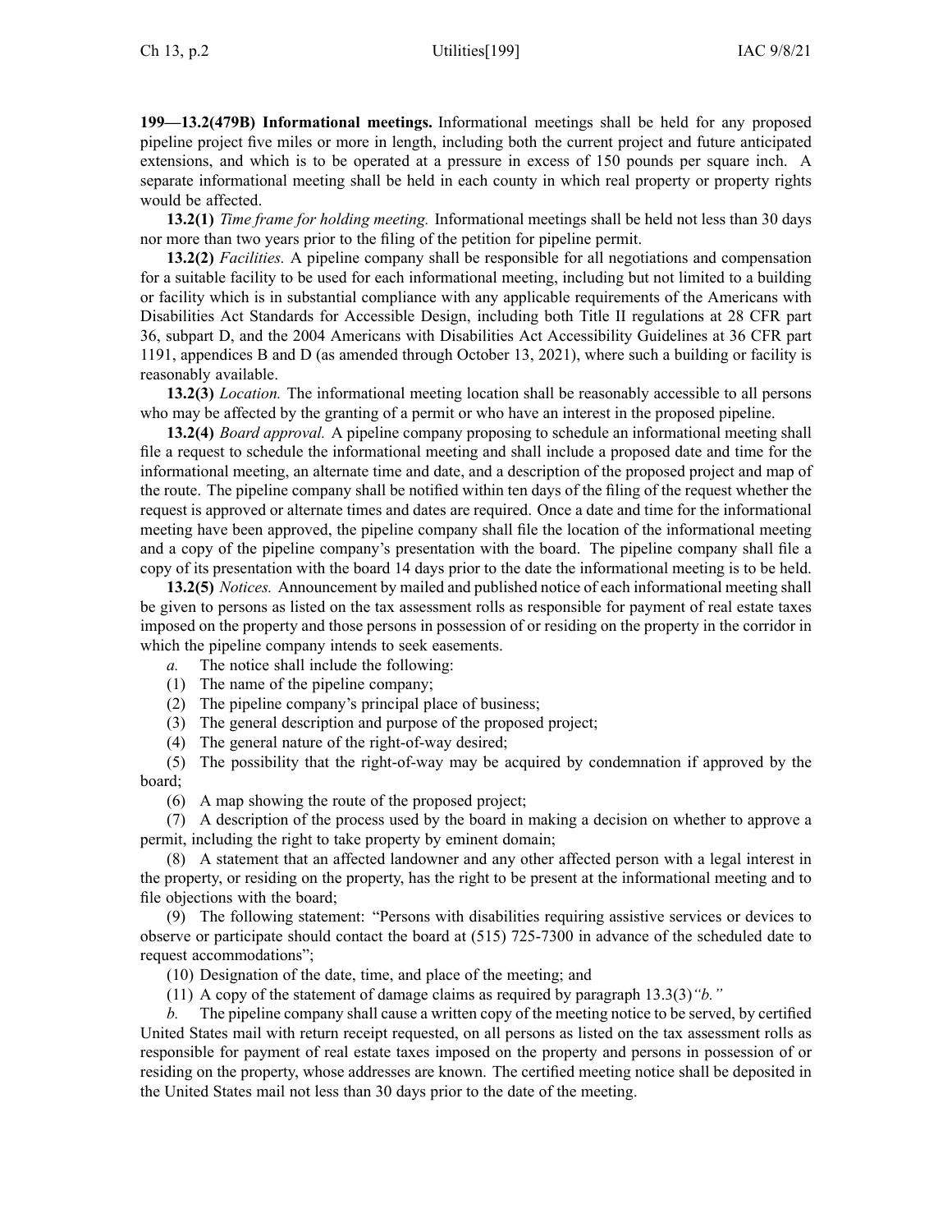**199—13.2(479B) Informational meetings.** Informational meetings shall be held for any proposed pipeline project five miles or more in length, including both the current project and future anticipated extensions, and which is to be operated at a pressure in excess of 150 pounds per square inch. A separate informational meeting shall be held in each county in which real property or property rights would be affected.

**13.2(1)** *Time frame for holding meeting.* Informational meetings shall be held not less than 30 days nor more than two years prior to the filing of the petition for pipeline permit.

**13.2(2)** *Facilities.* A pipeline company shall be responsible for all negotiations and compensation for a suitable facility to be used for each informational meeting, including but not limited to a building or facility which is in substantial compliance with any applicable requirements of the Americans with Disabilities Act Standards for Accessible Design, including both Title II regulations at 28 CFR part 36, subpart D, and the 2004 Americans with Disabilities Act Accessibility Guidelines at 36 CFR part 1191, appendices B and D (as amended through October 13, 2021), where such a building or facility is reasonably available.

**13.2(3)** *Location.* The informational meeting location shall be reasonably accessible to all persons who may be affected by the granting of a permit or who have an interest in the proposed pipeline.

**13.2(4)** *Board approval.* A pipeline company proposing to schedule an informational meeting shall file a request to schedule the informational meeting and shall include a proposed date and time for the informational meeting, an alternate time and date, and a description of the proposed project and map of the route. The pipeline company shall be notified within ten days of the filing of the request whether the request is approved or alternate times and dates are required. Once a date and time for the informational meeting have been approved, the pipeline company shall file the location of the informational meeting and a copy of the pipeline company's presentation with the board. The pipeline company shall file a copy of its presentation with the board 14 days prior to the date the informational meeting is to be held.

**13.2(5)** *Notices.* Announcement by mailed and published notice of each informational meeting shall be given to persons as listed on the tax assessment rolls as responsible for payment of real estate taxes imposed on the property and those persons in possession of or residing on the property in the corridor in which the pipeline company intends to seek easements.

*a.* The notice shall include the following:

(1) The name of the pipeline company;

(2) The pipeline company's principal place of business;

(3) The general description and purpose of the proposed project;

(4) The general nature of the right-of-way desired;

(5) The possibility that the right-of-way may be acquired by condemnation if approved by the board;

(6) A map showing the route of the proposed project;

(7) A description of the process used by the board in making a decision on whether to approve a permit, including the right to take property by eminent domain;

(8) A statement that an affected landowner and any other affected person with a legal interest in the property, or residing on the property, has the right to be present at the informational meeting and to file objections with the board;

(9) The following statement: "Persons with disabilities requiring assistive services or devices to observe or participate should contact the board at (515) 725-7300 in advance of the scheduled date to request accommodations";

(10) Designation of the date, time, and place of the meeting; and

(11) A copy of the statement of damage claims as required by paragraph 13.3(3)*"b."*

*b.* The pipeline company shall cause a written copy of the meeting notice to be served, by certified United States mail with return receipt requested, on all persons as listed on the tax assessment rolls as responsible for payment of real estate taxes imposed on the property and persons in possession of or residing on the property, whose addresses are known. The certified meeting notice shall be deposited in the United States mail not less than 30 days prior to the date of the meeting.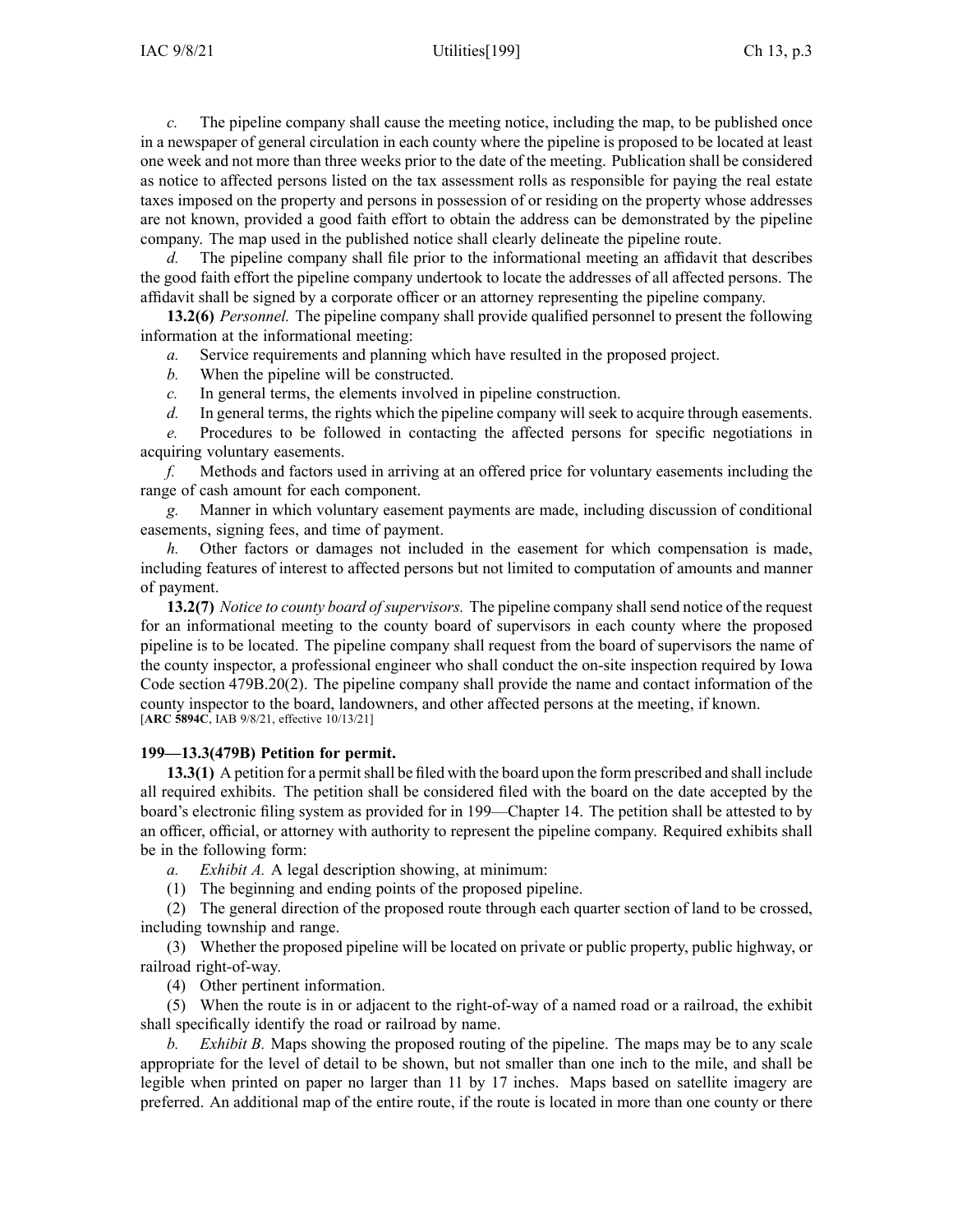*c.* The pipeline company shall cause the meeting notice, including the map, to be published once in a newspaper of general circulation in each county where the pipeline is proposed to be located at least one week and not more than three weeks prior to the date of the meeting. Publication shall be considered as notice to affected persons listed on the tax assessment rolls as responsible for paying the real estate taxes imposed on the property and persons in possession of or residing on the property whose addresses are not known, provided a good faith effort to obtain the address can be demonstrated by the pipeline company. The map used in the published notice shall clearly delineate the pipeline route.

*d.* The pipeline company shall file prior to the informational meeting an affidavit that describes the good faith effort the pipeline company undertook to locate the addresses of all affected persons. The affidavit shall be signed by a corporate officer or an attorney representing the pipeline company.

**13.2(6)** *Personnel.* The pipeline company shall provide qualified personnel to present the following information at the informational meeting:

*a.* Service requirements and planning which have resulted in the proposed project.

*b.* When the pipeline will be constructed.

*c.* In general terms, the elements involved in pipeline construction.

*d.* In general terms, the rights which the pipeline company will seek to acquire through easements.

*e.* Procedures to be followed in contacting the affected persons for specific negotiations in acquiring voluntary easements.

*f.* Methods and factors used in arriving at an offered price for voluntary easements including the range of cash amount for each component.

*g.* Manner in which voluntary easement payments are made, including discussion of conditional easements, signing fees, and time of payment.

*h.* Other factors or damages not included in the easement for which compensation is made, including features of interest to affected persons but not limited to computation of amounts and manner of payment.

**13.2(7)** *Notice to county board of supervisors.* The pipeline company shall send notice of the request for an informational meeting to the county board of supervisors in each county where the proposed pipeline is to be located. The pipeline company shall request from the board of supervisors the name of the county inspector, a professional engineer who shall conduct the on-site inspection required by Iowa Code section 479B.20(2). The pipeline company shall provide the name and contact information of the county inspector to the board, landowners, and other affected persons at the meeting, if known.
[**ARC 5894C**, IAB 9/8/21, effective 10/13/21]

### 199—13.3(479B) Petition for permit.

**13.3(1)** A petition for a permit shall be filed with the board upon the form prescribed and shall include all required exhibits. The petition shall be considered filed with the board on the date accepted by the board's electronic filing system as provided for in 199—Chapter 14. The petition shall be attested to by an officer, official, or attorney with authority to represent the pipeline company. Required exhibits shall be in the following form:

*a.* *Exhibit A.* A legal description showing, at minimum:

(1) The beginning and ending points of the proposed pipeline.

(2) The general direction of the proposed route through each quarter section of land to be crossed, including township and range.

(3) Whether the proposed pipeline will be located on private or public property, public highway, or railroad right-of-way.

(4) Other pertinent information.

(5) When the route is in or adjacent to the right-of-way of a named road or a railroad, the exhibit shall specifically identify the road or railroad by name.

*b.* *Exhibit B.* Maps showing the proposed routing of the pipeline. The maps may be to any scale appropriate for the level of detail to be shown, but not smaller than one inch to the mile, and shall be legible when printed on paper no larger than 11 by 17 inches. Maps based on satellite imagery are preferred. An additional map of the entire route, if the route is located in more than one county or there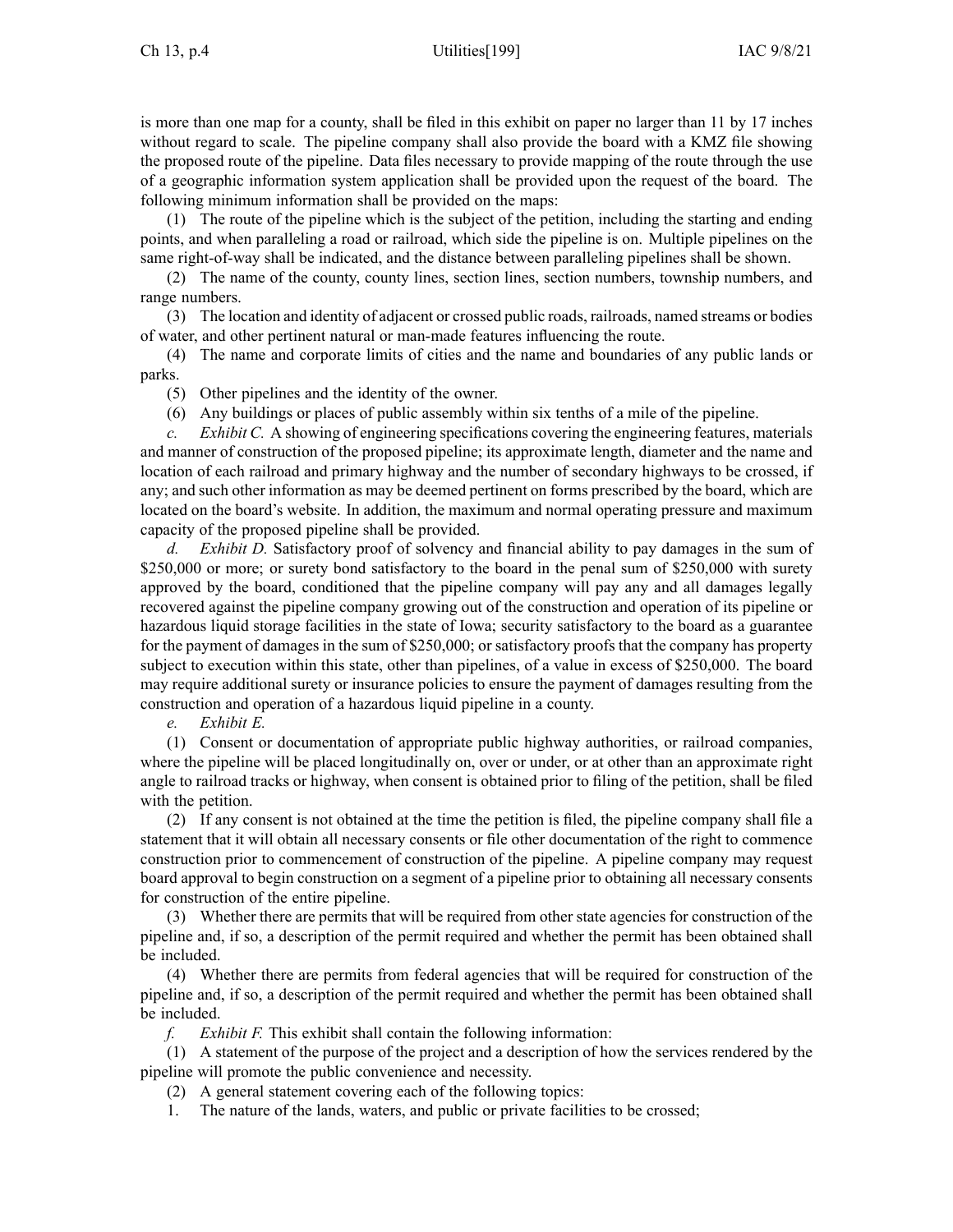is more than one map for a county, shall be filed in this exhibit on paper no larger than 11 by 17 inches without regard to scale. The pipeline company shall also provide the board with a KMZ file showing the proposed route of the pipeline. Data files necessary to provide mapping of the route through the use of a geographic information system application shall be provided upon the request of the board. The following minimum information shall be provided on the maps:

(1) The route of the pipeline which is the subject of the petition, including the starting and ending points, and when paralleling a road or railroad, which side the pipeline is on. Multiple pipelines on the same right-of-way shall be indicated, and the distance between paralleling pipelines shall be shown.

(2) The name of the county, county lines, section lines, section numbers, township numbers, and range numbers.

(3) The location and identity of adjacent or crossed public roads, railroads, named streams or bodies of water, and other pertinent natural or man-made features influencing the route.

(4) The name and corporate limits of cities and the name and boundaries of any public lands or parks.

(5) Other pipelines and the identity of the owner.

(6) Any buildings or places of public assembly within six tenths of a mile of the pipeline.

*c. Exhibit C.* A showing of engineering specifications covering the engineering features, materials and manner of construction of the proposed pipeline; its approximate length, diameter and the name and location of each railroad and primary highway and the number of secondary highways to be crossed, if any; and such other information as may be deemed pertinent on forms prescribed by the board, which are located on the board's website. In addition, the maximum and normal operating pressure and maximum capacity of the proposed pipeline shall be provided.

*d. Exhibit D.* Satisfactory proof of solvency and financial ability to pay damages in the sum of $250,000 or more; or surety bond satisfactory to the board in the penal sum of $250,000 with surety approved by the board, conditioned that the pipeline company will pay any and all damages legally recovered against the pipeline company growing out of the construction and operation of its pipeline or hazardous liquid storage facilities in the state of Iowa; security satisfactory to the board as a guarantee for the payment of damages in the sum of $250,000; or satisfactory proofs that the company has property subject to execution within this state, other than pipelines, of a value in excess of $250,000. The board may require additional surety or insurance policies to ensure the payment of damages resulting from the construction and operation of a hazardous liquid pipeline in a county.

*e. Exhibit E.*

(1) Consent or documentation of appropriate public highway authorities, or railroad companies, where the pipeline will be placed longitudinally on, over or under, or at other than an approximate right angle to railroad tracks or highway, when consent is obtained prior to filing of the petition, shall be filed with the petition.

(2) If any consent is not obtained at the time the petition is filed, the pipeline company shall file a statement that it will obtain all necessary consents or file other documentation of the right to commence construction prior to commencement of construction of the pipeline. A pipeline company may request board approval to begin construction on a segment of a pipeline prior to obtaining all necessary consents for construction of the entire pipeline.

(3) Whether there are permits that will be required from other state agencies for construction of the pipeline and, if so, a description of the permit required and whether the permit has been obtained shall be included.

(4) Whether there are permits from federal agencies that will be required for construction of the pipeline and, if so, a description of the permit required and whether the permit has been obtained shall be included.

*f. Exhibit F.* This exhibit shall contain the following information:

(1) A statement of the purpose of the project and a description of how the services rendered by the pipeline will promote the public convenience and necessity.

(2) A general statement covering each of the following topics:

1. The nature of the lands, waters, and public or private facilities to be crossed;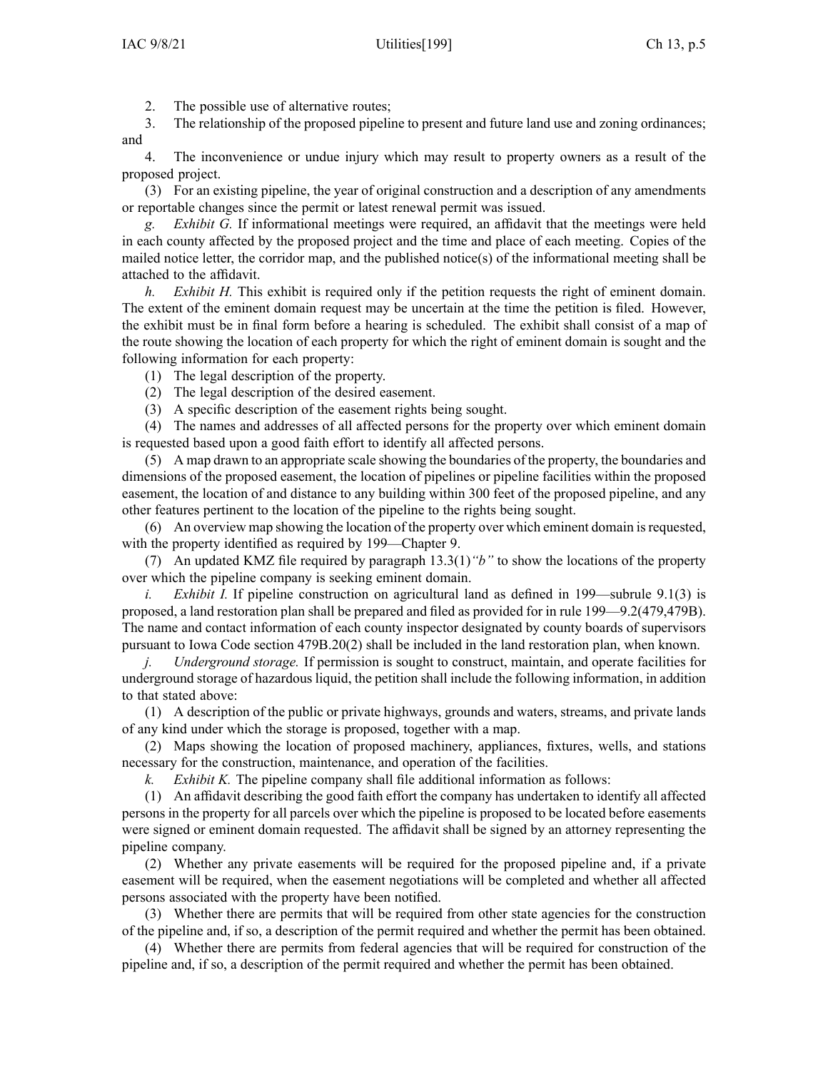2. The possible use of alternative routes;

3. The relationship of the proposed pipeline to present and future land use and zoning ordinances; and

4. The inconvenience or undue injury which may result to property owners as a result of the proposed project.

(3) For an existing pipeline, the year of original construction and a description of any amendments or reportable changes since the permit or latest renewal permit was issued.

*g. Exhibit G.* If informational meetings were required, an affidavit that the meetings were held in each county affected by the proposed project and the time and place of each meeting. Copies of the mailed notice letter, the corridor map, and the published notice(s) of the informational meeting shall be attached to the affidavit.

*h. Exhibit H.* This exhibit is required only if the petition requests the right of eminent domain. The extent of the eminent domain request may be uncertain at the time the petition is filed. However, the exhibit must be in final form before a hearing is scheduled. The exhibit shall consist of a map of the route showing the location of each property for which the right of eminent domain is sought and the following information for each property:

(1) The legal description of the property.

(2) The legal description of the desired easement.

(3) A specific description of the easement rights being sought.

(4) The names and addresses of all affected persons for the property over which eminent domain is requested based upon a good faith effort to identify all affected persons.

(5) A map drawn to an appropriate scale showing the boundaries of the property, the boundaries and dimensions of the proposed easement, the location of pipelines or pipeline facilities within the proposed easement, the location of and distance to any building within 300 feet of the proposed pipeline, and any other features pertinent to the location of the pipeline to the rights being sought.

(6) An overview map showing the location of the property over which eminent domain is requested, with the property identified as required by 199—Chapter 9.

(7) An updated KMZ file required by paragraph 13.3(1)*"b"* to show the locations of the property over which the pipeline company is seeking eminent domain.

*i. Exhibit I.* If pipeline construction on agricultural land as defined in 199—subrule 9.1(3) is proposed, a land restoration plan shall be prepared and filed as provided for in rule 199—9.2(479,479B). The name and contact information of each county inspector designated by county boards of supervisors pursuant to Iowa Code section 479B.20(2) shall be included in the land restoration plan, when known.

*j. Underground storage.* If permission is sought to construct, maintain, and operate facilities for underground storage of hazardous liquid, the petition shall include the following information, in addition to that stated above:

(1) A description of the public or private highways, grounds and waters, streams, and private lands of any kind under which the storage is proposed, together with a map.

(2) Maps showing the location of proposed machinery, appliances, fixtures, wells, and stations necessary for the construction, maintenance, and operation of the facilities.

*k. Exhibit K.* The pipeline company shall file additional information as follows:

(1) An affidavit describing the good faith effort the company has undertaken to identify all affected persons in the property for all parcels over which the pipeline is proposed to be located before easements were signed or eminent domain requested. The affidavit shall be signed by an attorney representing the pipeline company.

(2) Whether any private easements will be required for the proposed pipeline and, if a private easement will be required, when the easement negotiations will be completed and whether all affected persons associated with the property have been notified.

(3) Whether there are permits that will be required from other state agencies for the construction of the pipeline and, if so, a description of the permit required and whether the permit has been obtained.

(4) Whether there are permits from federal agencies that will be required for construction of the pipeline and, if so, a description of the permit required and whether the permit has been obtained.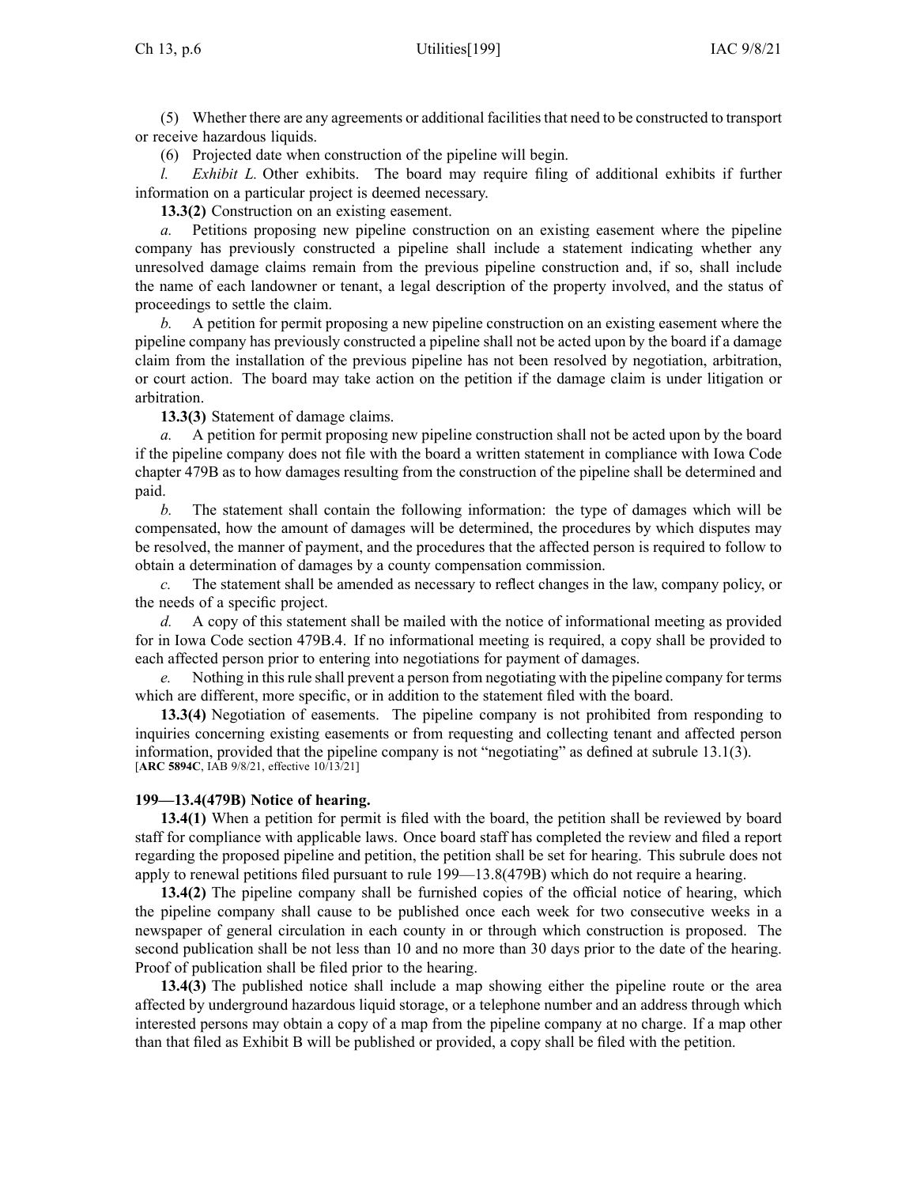(5) Whether there are any agreements or additional facilities that need to be constructed to transport or receive hazardous liquids.

(6) Projected date when construction of the pipeline will begin.

*l. Exhibit L.* Other exhibits. The board may require filing of additional exhibits if further information on a particular project is deemed necessary.

**13.3(2)** Construction on an existing easement.

*a.* Petitions proposing new pipeline construction on an existing easement where the pipeline company has previously constructed a pipeline shall include a statement indicating whether any unresolved damage claims remain from the previous pipeline construction and, if so, shall include the name of each landowner or tenant, a legal description of the property involved, and the status of proceedings to settle the claim.

*b.* A petition for permit proposing a new pipeline construction on an existing easement where the pipeline company has previously constructed a pipeline shall not be acted upon by the board if a damage claim from the installation of the previous pipeline has not been resolved by negotiation, arbitration, or court action. The board may take action on the petition if the damage claim is under litigation or arbitration.

**13.3(3)** Statement of damage claims.

*a.* A petition for permit proposing new pipeline construction shall not be acted upon by the board if the pipeline company does not file with the board a written statement in compliance with Iowa Code chapter 479B as to how damages resulting from the construction of the pipeline shall be determined and paid.

*b.* The statement shall contain the following information: the type of damages which will be compensated, how the amount of damages will be determined, the procedures by which disputes may be resolved, the manner of payment, and the procedures that the affected person is required to follow to obtain a determination of damages by a county compensation commission.

*c.* The statement shall be amended as necessary to reflect changes in the law, company policy, or the needs of a specific project.

*d.* A copy of this statement shall be mailed with the notice of informational meeting as provided for in Iowa Code section 479B.4. If no informational meeting is required, a copy shall be provided to each affected person prior to entering into negotiations for payment of damages.

*e.* Nothing in this rule shall prevent a person from negotiating with the pipeline company for terms which are different, more specific, or in addition to the statement filed with the board.

**13.3(4)** Negotiation of easements. The pipeline company is not prohibited from responding to inquiries concerning existing easements or from requesting and collecting tenant and affected person information, provided that the pipeline company is not "negotiating" as defined at subrule 13.1(3).
[**ARC 5894C**, IAB 9/8/21, effective 10/13/21]

**199—13.4(479B) Notice of hearing.**

**13.4(1)** When a petition for permit is filed with the board, the petition shall be reviewed by board staff for compliance with applicable laws. Once board staff has completed the review and filed a report regarding the proposed pipeline and petition, the petition shall be set for hearing. This subrule does not apply to renewal petitions filed pursuant to rule 199—13.8(479B) which do not require a hearing.

**13.4(2)** The pipeline company shall be furnished copies of the official notice of hearing, which the pipeline company shall cause to be published once each week for two consecutive weeks in a newspaper of general circulation in each county in or through which construction is proposed. The second publication shall be not less than 10 and no more than 30 days prior to the date of the hearing. Proof of publication shall be filed prior to the hearing.

**13.4(3)** The published notice shall include a map showing either the pipeline route or the area affected by underground hazardous liquid storage, or a telephone number and an address through which interested persons may obtain a copy of a map from the pipeline company at no charge. If a map other than that filed as Exhibit B will be published or provided, a copy shall be filed with the petition.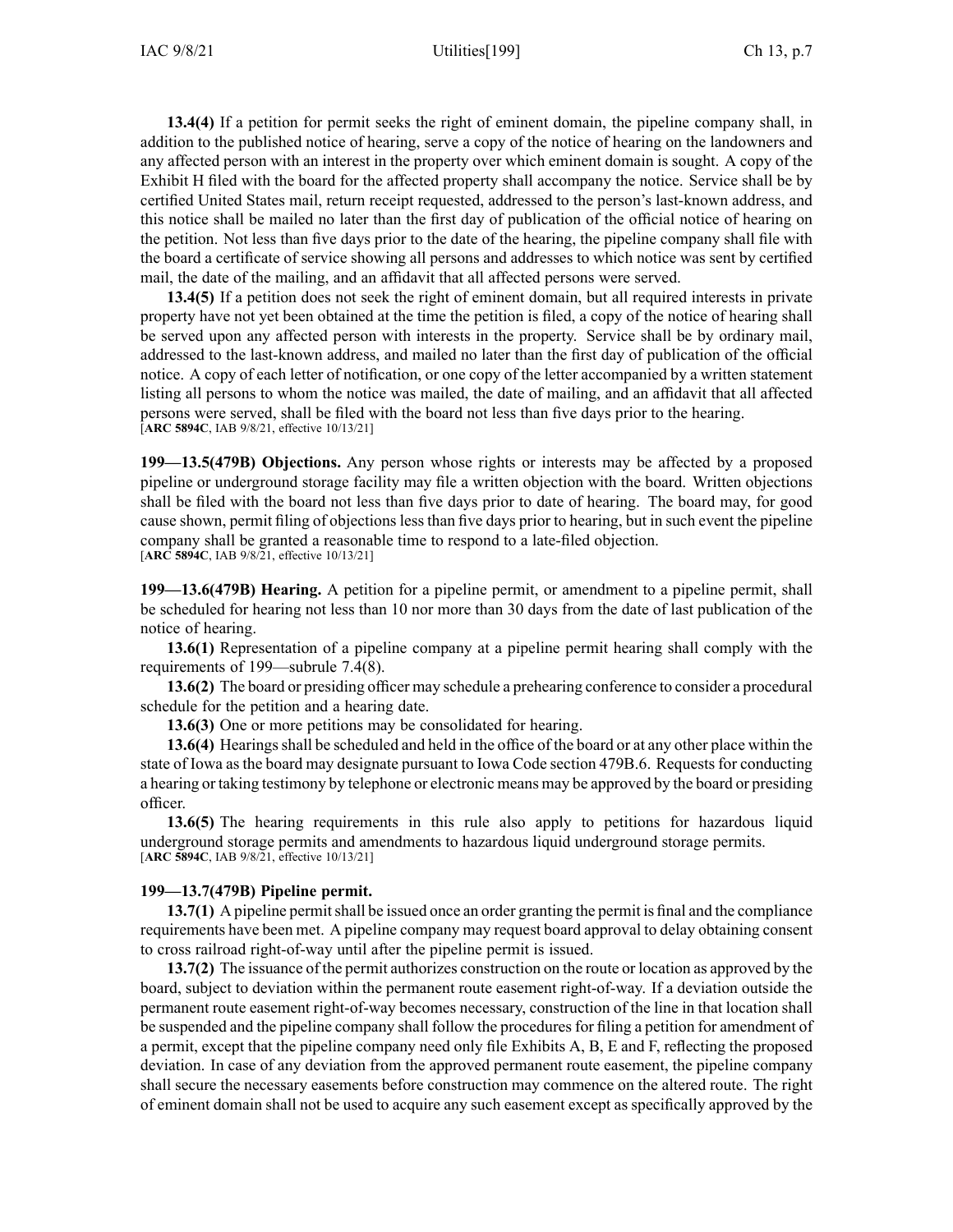**13.4(4)** If a petition for permit seeks the right of eminent domain, the pipeline company shall, in addition to the published notice of hearing, serve a copy of the notice of hearing on the landowners and any affected person with an interest in the property over which eminent domain is sought. A copy of the Exhibit H filed with the board for the affected property shall accompany the notice. Service shall be by certified United States mail, return receipt requested, addressed to the person's last-known address, and this notice shall be mailed no later than the first day of publication of the official notice of hearing on the petition. Not less than five days prior to the date of the hearing, the pipeline company shall file with the board a certificate of service showing all persons and addresses to which notice was sent by certified mail, the date of the mailing, and an affidavit that all affected persons were served.

**13.4(5)** If a petition does not seek the right of eminent domain, but all required interests in private property have not yet been obtained at the time the petition is filed, a copy of the notice of hearing shall be served upon any affected person with interests in the property. Service shall be by ordinary mail, addressed to the last-known address, and mailed no later than the first day of publication of the official notice. A copy of each letter of notification, or one copy of the letter accompanied by a written statement listing all persons to whom the notice was mailed, the date of mailing, and an affidavit that all affected persons were served, shall be filed with the board not less than five days prior to the hearing.
[**ARC 5894C**, IAB 9/8/21, effective 10/13/21]

**199—13.5(479B) Objections.** Any person whose rights or interests may be affected by a proposed pipeline or underground storage facility may file a written objection with the board. Written objections shall be filed with the board not less than five days prior to date of hearing. The board may, for good cause shown, permit filing of objections less than five days prior to hearing, but in such event the pipeline company shall be granted a reasonable time to respond to a late-filed objection.
[**ARC 5894C**, IAB 9/8/21, effective 10/13/21]

**199—13.6(479B) Hearing.** A petition for a pipeline permit, or amendment to a pipeline permit, shall be scheduled for hearing not less than 10 nor more than 30 days from the date of last publication of the notice of hearing.

**13.6(1)** Representation of a pipeline company at a pipeline permit hearing shall comply with the requirements of 199—subrule 7.4(8).

**13.6(2)** The board or presiding officer may schedule a prehearing conference to consider a procedural schedule for the petition and a hearing date.

**13.6(3)** One or more petitions may be consolidated for hearing.

**13.6(4)** Hearings shall be scheduled and held in the office of the board or at any other place within the state of Iowa as the board may designate pursuant to Iowa Code section 479B.6. Requests for conducting a hearing or taking testimony by telephone or electronic means may be approved by the board or presiding officer.

**13.6(5)** The hearing requirements in this rule also apply to petitions for hazardous liquid underground storage permits and amendments to hazardous liquid underground storage permits.
[**ARC 5894C**, IAB 9/8/21, effective 10/13/21]

**199—13.7(479B) Pipeline permit.**

**13.7(1)** A pipeline permit shall be issued once an order granting the permit is final and the compliance requirements have been met. A pipeline company may request board approval to delay obtaining consent to cross railroad right-of-way until after the pipeline permit is issued.

**13.7(2)** The issuance of the permit authorizes construction on the route or location as approved by the board, subject to deviation within the permanent route easement right-of-way. If a deviation outside the permanent route easement right-of-way becomes necessary, construction of the line in that location shall be suspended and the pipeline company shall follow the procedures for filing a petition for amendment of a permit, except that the pipeline company need only file Exhibits A, B, E and F, reflecting the proposed deviation. In case of any deviation from the approved permanent route easement, the pipeline company shall secure the necessary easements before construction may commence on the altered route. The right of eminent domain shall not be used to acquire any such easement except as specifically approved by the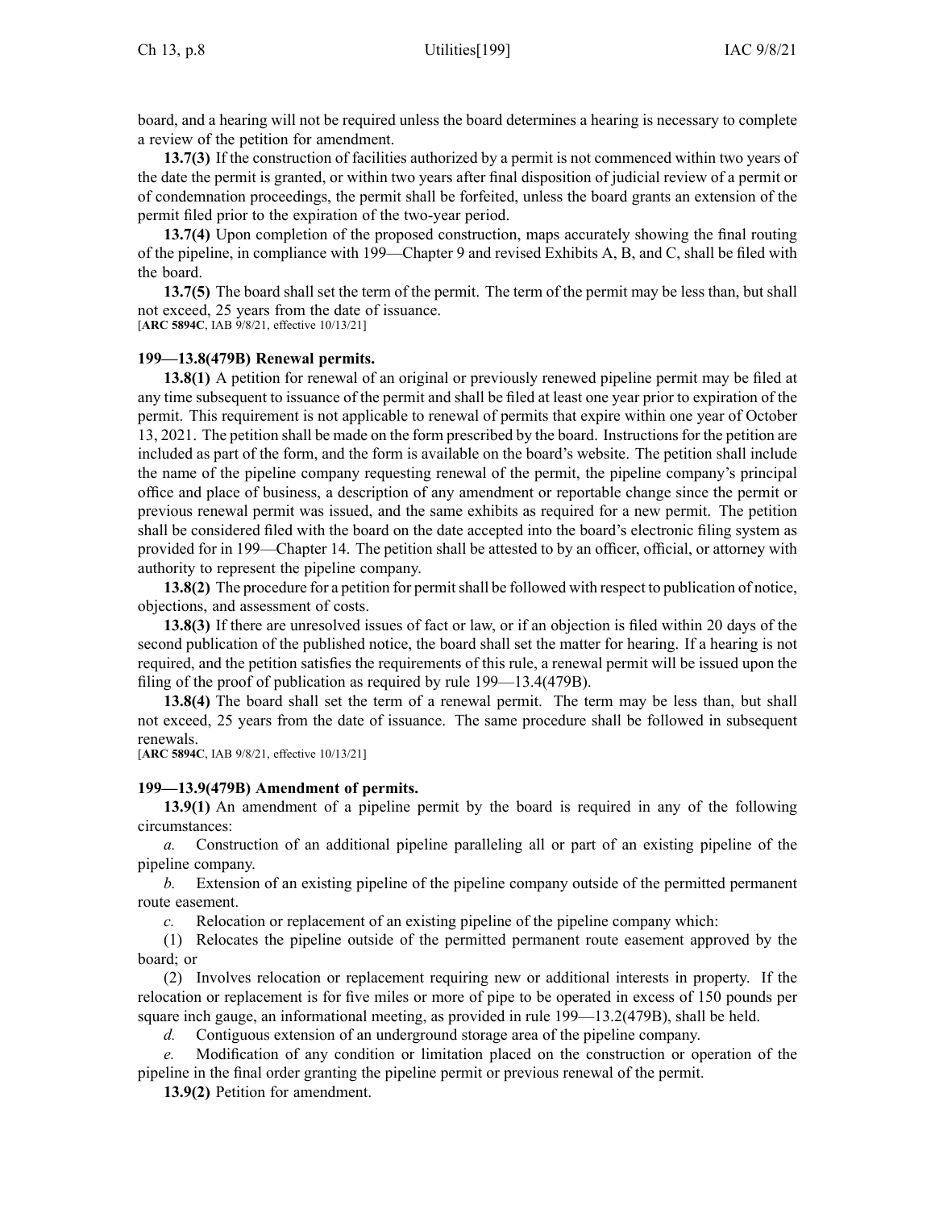board, and a hearing will not be required unless the board determines a hearing is necessary to complete a review of the petition for amendment.

**13.7(3)** If the construction of facilities authorized by a permit is not commenced within two years of the date the permit is granted, or within two years after final disposition of judicial review of a permit or of condemnation proceedings, the permit shall be forfeited, unless the board grants an extension of the permit filed prior to the expiration of the two-year period.

**13.7(4)** Upon completion of the proposed construction, maps accurately showing the final routing of the pipeline, in compliance with 199—Chapter 9 and revised Exhibits A, B, and C, shall be filed with the board.

**13.7(5)** The board shall set the term of the permit. The term of the permit may be less than, but shall not exceed, 25 years from the date of issuance.
[**ARC 5894C**, IAB 9/8/21, effective 10/13/21]

**199—13.8(479B) Renewal permits.**

**13.8(1)** A petition for renewal of an original or previously renewed pipeline permit may be filed at any time subsequent to issuance of the permit and shall be filed at least one year prior to expiration of the permit. This requirement is not applicable to renewal of permits that expire within one year of October 13, 2021. The petition shall be made on the form prescribed by the board. Instructions for the petition are included as part of the form, and the form is available on the board's website. The petition shall include the name of the pipeline company requesting renewal of the permit, the pipeline company's principal office and place of business, a description of any amendment or reportable change since the permit or previous renewal permit was issued, and the same exhibits as required for a new permit. The petition shall be considered filed with the board on the date accepted into the board's electronic filing system as provided for in 199—Chapter 14. The petition shall be attested to by an officer, official, or attorney with authority to represent the pipeline company.

**13.8(2)** The procedure for a petition for permit shall be followed with respect to publication of notice, objections, and assessment of costs.

**13.8(3)** If there are unresolved issues of fact or law, or if an objection is filed within 20 days of the second publication of the published notice, the board shall set the matter for hearing. If a hearing is not required, and the petition satisfies the requirements of this rule, a renewal permit will be issued upon the filing of the proof of publication as required by rule 199—13.4(479B).

**13.8(4)** The board shall set the term of a renewal permit. The term may be less than, but shall not exceed, 25 years from the date of issuance. The same procedure shall be followed in subsequent renewals.
[**ARC 5894C**, IAB 9/8/21, effective 10/13/21]

**199—13.9(479B) Amendment of permits.**

**13.9(1)** An amendment of a pipeline permit by the board is required in any of the following circumstances:

*a.* Construction of an additional pipeline paralleling all or part of an existing pipeline of the pipeline company.

*b.* Extension of an existing pipeline of the pipeline company outside of the permitted permanent route easement.

*c.* Relocation or replacement of an existing pipeline of the pipeline company which:

(1) Relocates the pipeline outside of the permitted permanent route easement approved by the board; or

(2) Involves relocation or replacement requiring new or additional interests in property. If the relocation or replacement is for five miles or more of pipe to be operated in excess of 150 pounds per square inch gauge, an informational meeting, as provided in rule 199—13.2(479B), shall be held.

*d.* Contiguous extension of an underground storage area of the pipeline company.

*e.* Modification of any condition or limitation placed on the construction or operation of the pipeline in the final order granting the pipeline permit or previous renewal of the permit.

**13.9(2)** Petition for amendment.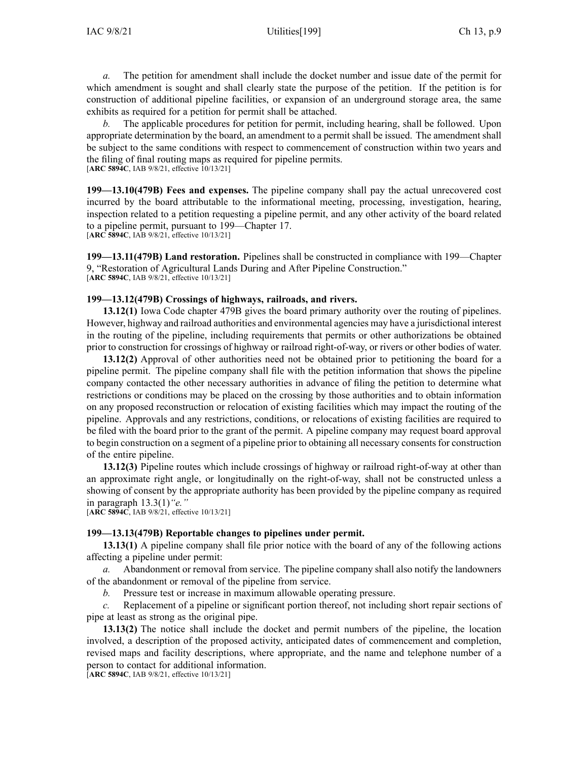*a.* The petition for amendment shall include the docket number and issue date of the permit for which amendment is sought and shall clearly state the purpose of the petition. If the petition is for construction of additional pipeline facilities, or expansion of an underground storage area, the same exhibits as required for a petition for permit shall be attached.

*b.* The applicable procedures for petition for permit, including hearing, shall be followed. Upon appropriate determination by the board, an amendment to a permit shall be issued. The amendment shall be subject to the same conditions with respect to commencement of construction within two years and the filing of final routing maps as required for pipeline permits.
[**ARC 5894C**, IAB 9/8/21, effective 10/13/21]

**199—13.10(479B) Fees and expenses.** The pipeline company shall pay the actual unrecovered cost incurred by the board attributable to the informational meeting, processing, investigation, hearing, inspection related to a petition requesting a pipeline permit, and any other activity of the board related to a pipeline permit, pursuant to 199—Chapter 17.
[**ARC 5894C**, IAB 9/8/21, effective 10/13/21]

**199—13.11(479B) Land restoration.** Pipelines shall be constructed in compliance with 199—Chapter 9, "Restoration of Agricultural Lands During and After Pipeline Construction."
[**ARC 5894C**, IAB 9/8/21, effective 10/13/21]

**199—13.12(479B) Crossings of highways, railroads, and rivers.**

**13.12(1)** Iowa Code chapter 479B gives the board primary authority over the routing of pipelines. However, highway and railroad authorities and environmental agencies may have a jurisdictional interest in the routing of the pipeline, including requirements that permits or other authorizations be obtained prior to construction for crossings of highway or railroad right-of-way, or rivers or other bodies of water.

**13.12(2)** Approval of other authorities need not be obtained prior to petitioning the board for a pipeline permit. The pipeline company shall file with the petition information that shows the pipeline company contacted the other necessary authorities in advance of filing the petition to determine what restrictions or conditions may be placed on the crossing by those authorities and to obtain information on any proposed reconstruction or relocation of existing facilities which may impact the routing of the pipeline. Approvals and any restrictions, conditions, or relocations of existing facilities are required to be filed with the board prior to the grant of the permit. A pipeline company may request board approval to begin construction on a segment of a pipeline prior to obtaining all necessary consents for construction of the entire pipeline.

**13.12(3)** Pipeline routes which include crossings of highway or railroad right-of-way at other than an approximate right angle, or longitudinally on the right-of-way, shall not be constructed unless a showing of consent by the appropriate authority has been provided by the pipeline company as required in paragraph 13.3(1)*"e."*
[**ARC 5894C**, IAB 9/8/21, effective 10/13/21]

**199—13.13(479B) Reportable changes to pipelines under permit.**

**13.13(1)** A pipeline company shall file prior notice with the board of any of the following actions affecting a pipeline under permit:

*a.* Abandonment or removal from service. The pipeline company shall also notify the landowners of the abandonment or removal of the pipeline from service.

*b.* Pressure test or increase in maximum allowable operating pressure.

*c.* Replacement of a pipeline or significant portion thereof, not including short repair sections of pipe at least as strong as the original pipe.

**13.13(2)** The notice shall include the docket and permit numbers of the pipeline, the location involved, a description of the proposed activity, anticipated dates of commencement and completion, revised maps and facility descriptions, where appropriate, and the name and telephone number of a person to contact for additional information.
[**ARC 5894C**, IAB 9/8/21, effective 10/13/21]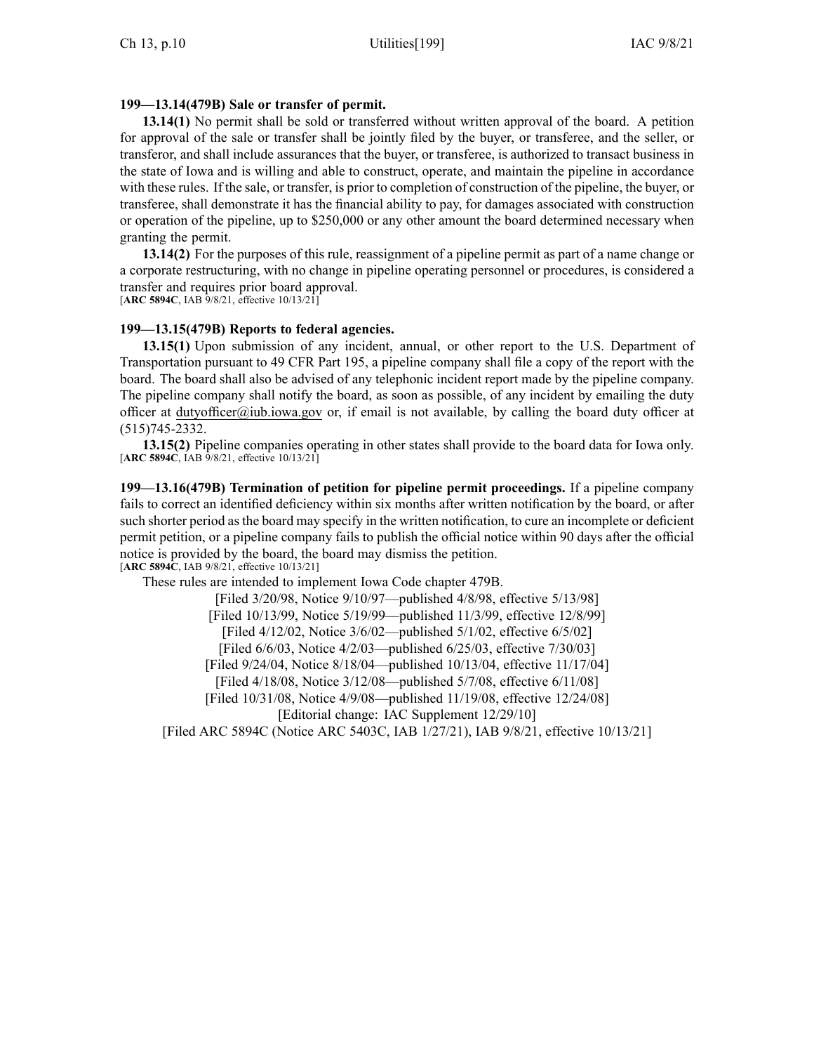**199—13.14(479B) Sale or transfer of permit.**

**13.14(1)** No permit shall be sold or transferred without written approval of the board. A petition for approval of the sale or transfer shall be jointly filed by the buyer, or transferee, and the seller, or transferor, and shall include assurances that the buyer, or transferee, is authorized to transact business in the state of Iowa and is willing and able to construct, operate, and maintain the pipeline in accordance with these rules. If the sale, or transfer, is prior to completion of construction of the pipeline, the buyer, or transferee, shall demonstrate it has the financial ability to pay, for damages associated with construction or operation of the pipeline, up to $250,000 or any other amount the board determined necessary when granting the permit.

**13.14(2)** For the purposes of this rule, reassignment of a pipeline permit as part of a name change or a corporate restructuring, with no change in pipeline operating personnel or procedures, is considered a transfer and requires prior board approval.
[**ARC 5894C**, IAB 9/8/21, effective 10/13/21]

**199—13.15(479B) Reports to federal agencies.**

**13.15(1)** Upon submission of any incident, annual, or other report to the U.S. Department of Transportation pursuant to 49 CFR Part 195, a pipeline company shall file a copy of the report with the board. The board shall also be advised of any telephonic incident report made by the pipeline company. The pipeline company shall notify the board, as soon as possible, of any incident by emailing the duty officer at dutyofficer@iub.iowa.gov or, if email is not available, by calling the board duty officer at (515)745-2332.

**13.15(2)** Pipeline companies operating in other states shall provide to the board data for Iowa only.
[**ARC 5894C**, IAB 9/8/21, effective 10/13/21]

**199—13.16(479B) Termination of petition for pipeline permit proceedings.** If a pipeline company fails to correct an identified deficiency within six months after written notification by the board, or after such shorter period as the board may specify in the written notification, to cure an incomplete or deficient permit petition, or a pipeline company fails to publish the official notice within 90 days after the official notice is provided by the board, the board may dismiss the petition.
[**ARC 5894C**, IAB 9/8/21, effective 10/13/21]

These rules are intended to implement Iowa Code chapter 479B.

[Filed 3/20/98, Notice 9/10/97—published 4/8/98, effective 5/13/98]
[Filed 10/13/99, Notice 5/19/99—published 11/3/99, effective 12/8/99]
[Filed 4/12/02, Notice 3/6/02—published 5/1/02, effective 6/5/02]
[Filed 6/6/03, Notice 4/2/03—published 6/25/03, effective 7/30/03]
[Filed 9/24/04, Notice 8/18/04—published 10/13/04, effective 11/17/04]
[Filed 4/18/08, Notice 3/12/08—published 5/7/08, effective 6/11/08]
[Filed 10/31/08, Notice 4/9/08—published 11/19/08, effective 12/24/08]
[Editorial change: IAC Supplement 12/29/10]
[Filed ARC 5894C (Notice ARC 5403C, IAB 1/27/21), IAB 9/8/21, effective 10/13/21]